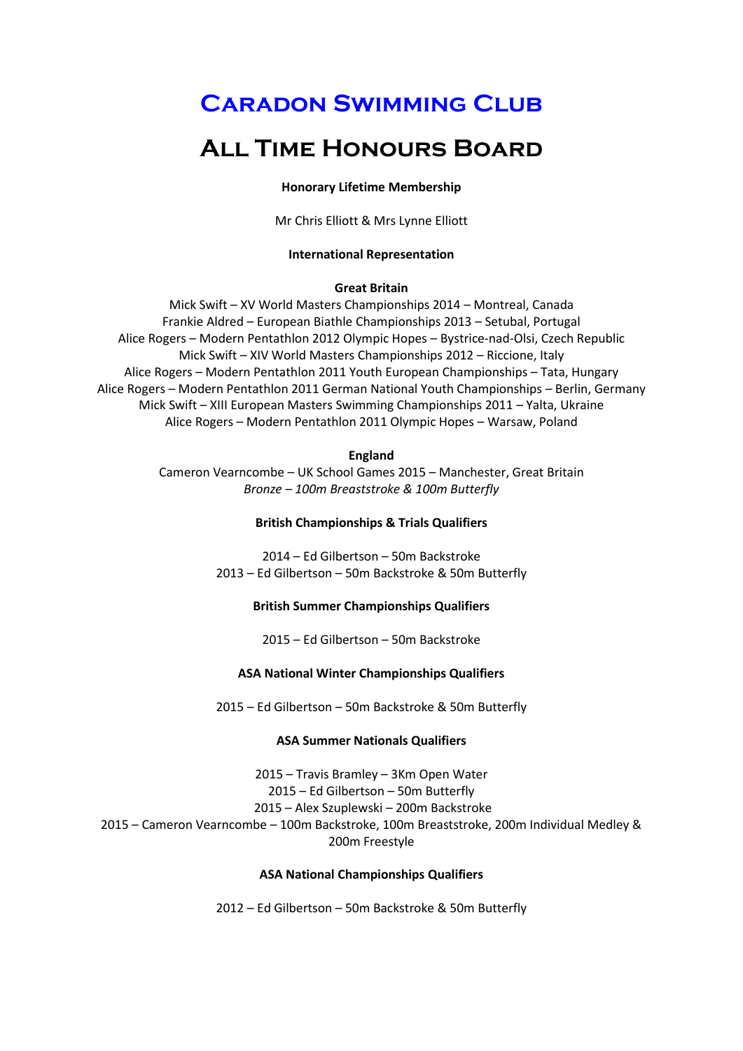# Caradon Swimming Club

# All Time Honours Board

**Honorary Lifetime Membership**

Mr Chris Elliott & Mrs Lynne Elliott

**International Representation**

**Great Britain**

Mick Swift – XV World Masters Championships 2014 – Montreal, Canada
Frankie Aldred – European Biathle Championships 2013 – Setubal, Portugal
Alice Rogers – Modern Pentathlon 2012 Olympic Hopes – Bystrice-nad-Olsi, Czech Republic
Mick Swift – XIV World Masters Championships 2012 – Riccione, Italy
Alice Rogers – Modern Pentathlon 2011 Youth European Championships – Tata, Hungary
Alice Rogers – Modern Pentathlon 2011 German National Youth Championships – Berlin, Germany
Mick Swift – XIII European Masters Swimming Championships 2011 – Yalta, Ukraine
Alice Rogers – Modern Pentathlon 2011 Olympic Hopes – Warsaw, Poland

**England**

Cameron Vearncombe – UK School Games 2015 – Manchester, Great Britain
*Bronze – 100m Breaststroke & 100m Butterfly*

**British Championships & Trials Qualifiers**

2014 – Ed Gilbertson – 50m Backstroke
2013 – Ed Gilbertson – 50m Backstroke & 50m Butterfly

**British Summer Championships Qualifiers**

2015 – Ed Gilbertson – 50m Backstroke

**ASA National Winter Championships Qualifiers**

2015 – Ed Gilbertson – 50m Backstroke & 50m Butterfly

**ASA Summer Nationals Qualifiers**

2015 – Travis Bramley – 3Km Open Water
2015 – Ed Gilbertson – 50m Butterfly
2015 – Alex Szuplewski – 200m Backstroke
2015 – Cameron Vearncombe – 100m Backstroke, 100m Breaststroke, 200m Individual Medley & 200m Freestyle

**ASA National Championships Qualifiers**

2012 – Ed Gilbertson – 50m Backstroke & 50m Butterfly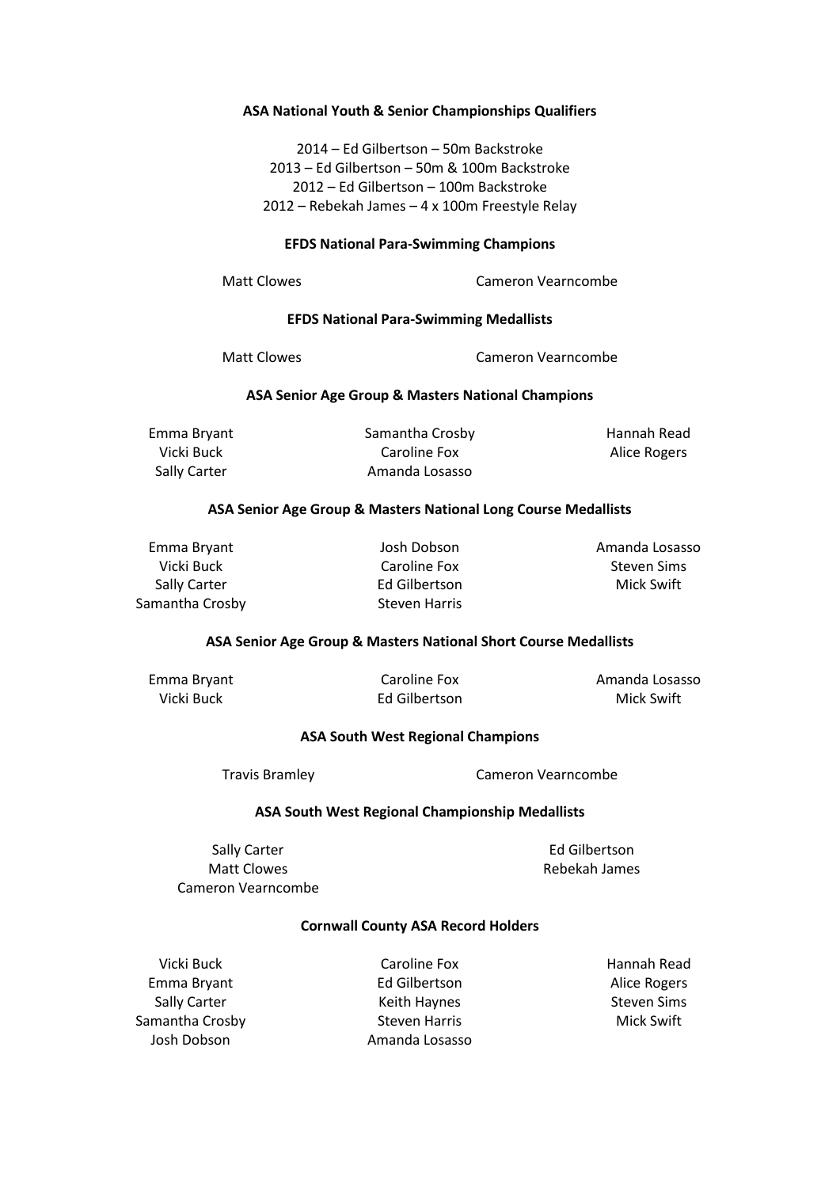## ASA National Youth & Senior Championships Qualifiers

2014 – Ed Gilbertson – 50m Backstroke
2013 – Ed Gilbertson – 50m & 100m Backstroke
2012 – Ed Gilbertson – 100m Backstroke
2012 – Rebekah James – 4 x 100m Freestyle Relay

## EFDS National Para-Swimming Champions

Matt Clowes
Cameron Vearncombe

## EFDS National Para-Swimming Medallists

Matt Clowes
Cameron Vearncombe

## ASA Senior Age Group & Masters National Champions

Emma Bryant
Vicki Buck
Sally Carter
Samantha Crosby
Caroline Fox
Amanda Losasso
Hannah Read
Alice Rogers

## ASA Senior Age Group & Masters National Long Course Medallists

Emma Bryant
Vicki Buck
Sally Carter
Samantha Crosby
Josh Dobson
Caroline Fox
Ed Gilbertson
Steven Harris
Amanda Losasso
Steven Sims
Mick Swift

## ASA Senior Age Group & Masters National Short Course Medallists

Emma Bryant
Vicki Buck
Caroline Fox
Ed Gilbertson
Amanda Losasso
Mick Swift

## ASA South West Regional Champions

Travis Bramley
Cameron Vearncombe

## ASA South West Regional Championship Medallists

Sally Carter
Matt Clowes
Cameron Vearncombe
Ed Gilbertson
Rebekah James

## Cornwall County ASA Record Holders

Vicki Buck
Emma Bryant
Sally Carter
Samantha Crosby
Josh Dobson
Caroline Fox
Ed Gilbertson
Keith Haynes
Steven Harris
Amanda Losasso
Hannah Read
Alice Rogers
Steven Sims
Mick Swift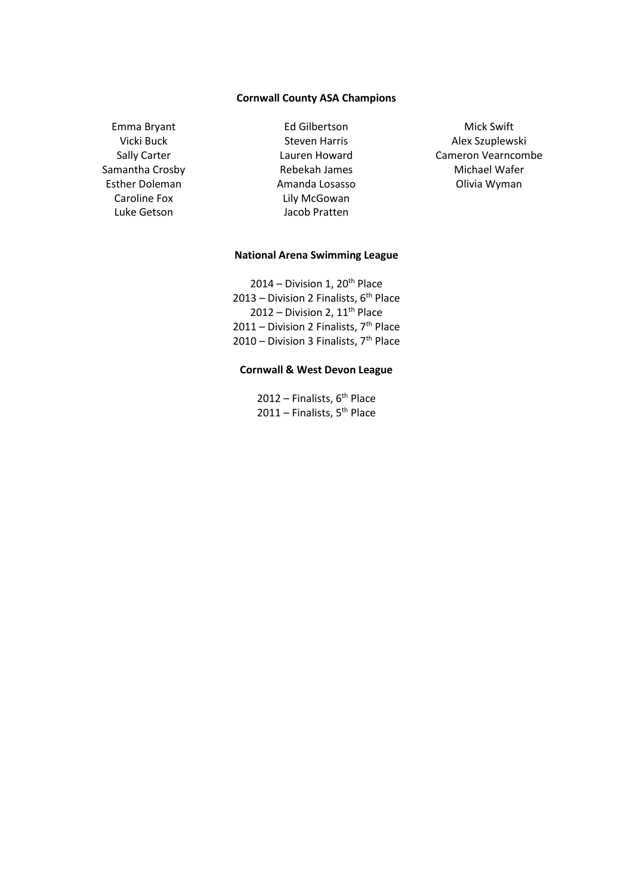**Cornwall County ASA Champions**

Emma Bryant
Vicki Buck
Sally Carter
Samantha Crosby
Esther Doleman
Caroline Fox
Luke Getson
Ed Gilbertson
Steven Harris
Lauren Howard
Rebekah James
Amanda Losasso
Lily McGowan
Jacob Pratten
Mick Swift
Alex Szuplewski
Cameron Vearncombe
Michael Wafer
Olivia Wyman

**National Arena Swimming League**

2014 – Division 1, 20th Place
2013 – Division 2 Finalists, 6th Place
2012 – Division 2, 11th Place
2011 – Division 2 Finalists, 7th Place
2010 – Division 3 Finalists, 7th Place

**Cornwall & West Devon League**

2012 – Finalists, 6th Place
2011 – Finalists, 5th Place